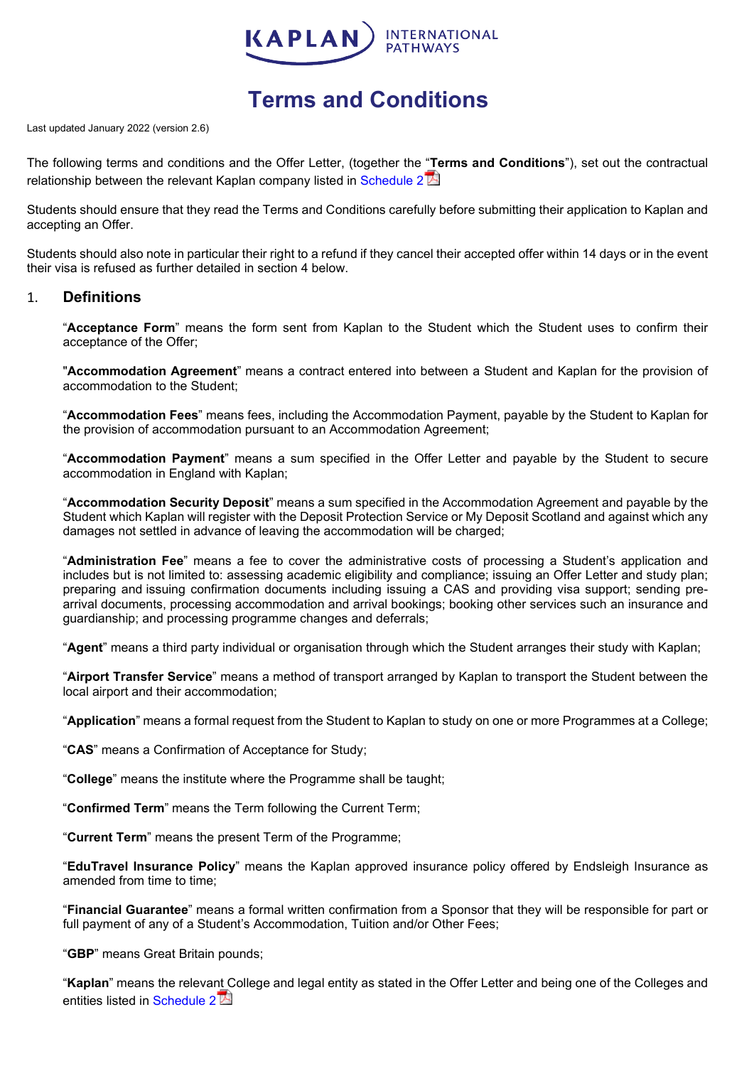# Terms and Conditions

Last updated January 2022 (version 2.6)

The following terms and conditions and the Offer Letter, (together the "**Terms and Conditions**"), set out the contractual relationship between the relevant Kaplan company listed in Schedule 2

Students should ensure that they read the Terms and Conditions carefully before submitting their application to Kaplan and accepting an Offer.

Students should also note in particular their right to a refund if they cancel their accepted offer within 14 days or in the event their visa is refused as further detailed in section 4 below.

## 1. Definitions

"**Acceptance Form**" means the form sent from Kaplan to the Student which the Student uses to confirm their acceptance of the Offer;

"**Accommodation Agreement**" means a contract entered into between a Student and Kaplan for the provision of accommodation to the Student;

"**Accommodation Fees**" means fees, including the Accommodation Payment, payable by the Student to Kaplan for the provision of accommodation pursuant to an Accommodation Agreement;

"**Accommodation Payment**" means a sum specified in the Offer Letter and payable by the Student to secure accommodation in England with Kaplan;

"**Accommodation Security Deposit**" means a sum specified in the Accommodation Agreement and payable by the Student which Kaplan will register with the Deposit Protection Service or My Deposit Scotland and against which any damages not settled in advance of leaving the accommodation will be charged;

"**Administration Fee**" means a fee to cover the administrative costs of processing a Student's application and includes but is not limited to: assessing academic eligibility and compliance; issuing an Offer Letter and study plan; preparing and issuing confirmation documents including issuing a CAS and providing visa support; sending pre-arrival documents, processing accommodation and arrival bookings; booking other services such an insurance and guardianship; and processing programme changes and deferrals;

"**Agent**" means a third party individual or organisation through which the Student arranges their study with Kaplan;

"**Airport Transfer Service**" means a method of transport arranged by Kaplan to transport the Student between the local airport and their accommodation;

"**Application**" means a formal request from the Student to Kaplan to study on one or more Programmes at a College;

"**CAS**" means a Confirmation of Acceptance for Study;

"**College**" means the institute where the Programme shall be taught;

"**Confirmed Term**" means the Term following the Current Term;

"**Current Term**" means the present Term of the Programme;

"**EduTravel Insurance Policy**" means the Kaplan approved insurance policy offered by Endsleigh Insurance as amended from time to time;

"**Financial Guarantee**" means a formal written confirmation from a Sponsor that they will be responsible for part or full payment of any of a Student's Accommodation, Tuition and/or Other Fees;

"**GBP**" means Great Britain pounds;

"**Kaplan**" means the relevant College and legal entity as stated in the Offer Letter and being one of the Colleges and entities listed in Schedule 2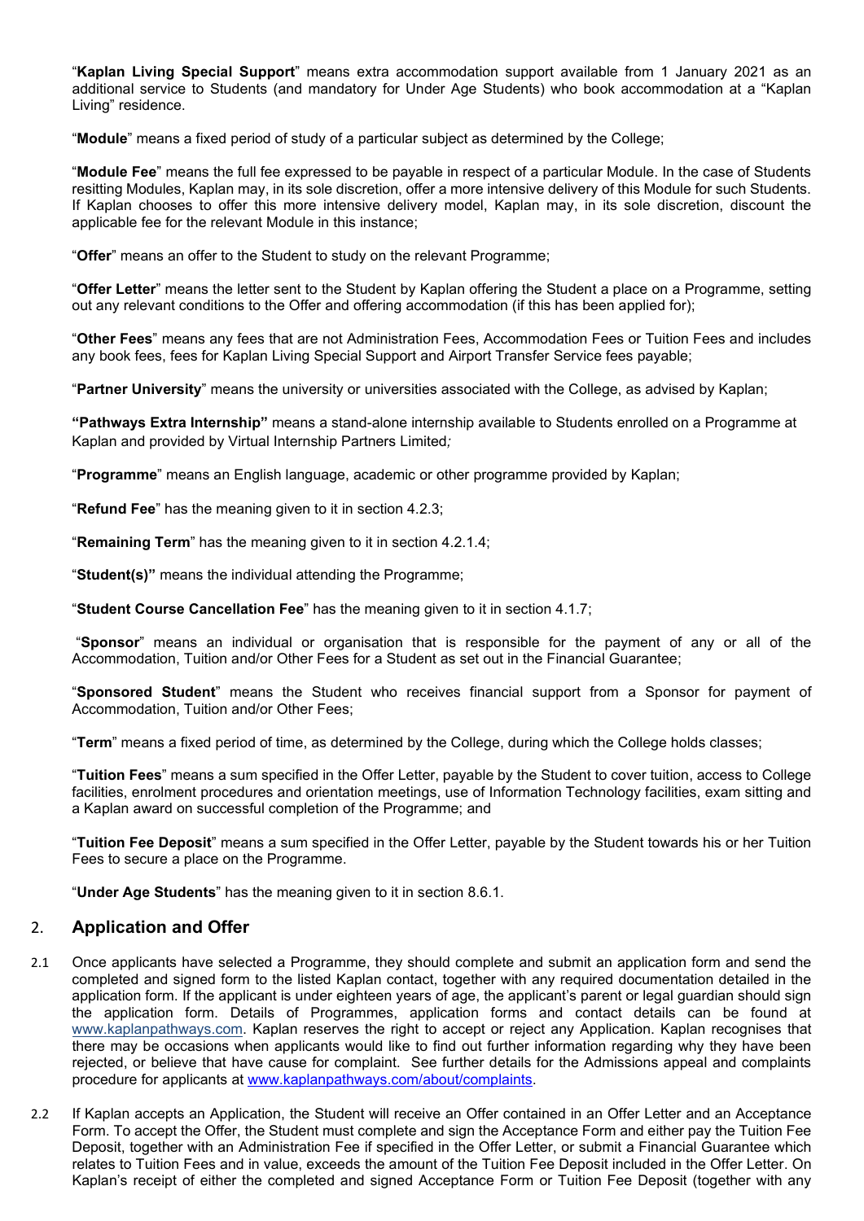"**Kaplan Living Special Support**" means extra accommodation support available from 1 January 2021 as an additional service to Students (and mandatory for Under Age Students) who book accommodation at a "Kaplan Living" residence.

"**Module**" means a fixed period of study of a particular subject as determined by the College;

"**Module Fee**" means the full fee expressed to be payable in respect of a particular Module. In the case of Students resitting Modules, Kaplan may, in its sole discretion, offer a more intensive delivery of this Module for such Students. If Kaplan chooses to offer this more intensive delivery model, Kaplan may, in its sole discretion, discount the applicable fee for the relevant Module in this instance;

"**Offer**" means an offer to the Student to study on the relevant Programme;

"**Offer Letter**" means the letter sent to the Student by Kaplan offering the Student a place on a Programme, setting out any relevant conditions to the Offer and offering accommodation (if this has been applied for);

"**Other Fees**" means any fees that are not Administration Fees, Accommodation Fees or Tuition Fees and includes any book fees, fees for Kaplan Living Special Support and Airport Transfer Service fees payable;

"**Partner University**" means the university or universities associated with the College, as advised by Kaplan;

**"Pathways Extra Internship"** means a stand-alone internship available to Students enrolled on a Programme at Kaplan and provided by Virtual Internship Partners Limited*;*

"**Programme**" means an English language, academic or other programme provided by Kaplan;

"**Refund Fee**" has the meaning given to it in section 4.2.3;

"**Remaining Term**" has the meaning given to it in section 4.2.1.4;

"**Student(s)"** means the individual attending the Programme;

"**Student Course Cancellation Fee**" has the meaning given to it in section 4.1.7;

"**Sponsor**" means an individual or organisation that is responsible for the payment of any or all of the Accommodation, Tuition and/or Other Fees for a Student as set out in the Financial Guarantee;

"**Sponsored Student**" means the Student who receives financial support from a Sponsor for payment of Accommodation, Tuition and/or Other Fees;

"**Term**" means a fixed period of time, as determined by the College, during which the College holds classes;

"**Tuition Fees**" means a sum specified in the Offer Letter, payable by the Student to cover tuition, access to College facilities, enrolment procedures and orientation meetings, use of Information Technology facilities, exam sitting and a Kaplan award on successful completion of the Programme; and

"**Tuition Fee Deposit**" means a sum specified in the Offer Letter, payable by the Student towards his or her Tuition Fees to secure a place on the Programme.

"**Under Age Students**" has the meaning given to it in section 8.6.1.

## 2. Application and Offer

2.1 Once applicants have selected a Programme, they should complete and submit an application form and send the completed and signed form to the listed Kaplan contact, together with any required documentation detailed in the application form. If the applicant is under eighteen years of age, the applicant's parent or legal guardian should sign the application form. Details of Programmes, application forms and contact details can be found at www.kaplanpathways.com. Kaplan reserves the right to accept or reject any Application. Kaplan recognises that there may be occasions when applicants would like to find out further information regarding why they have been rejected, or believe that have cause for complaint. See further details for the Admissions appeal and complaints procedure for applicants at www.kaplanpathways.com/about/complaints.

2.2 If Kaplan accepts an Application, the Student will receive an Offer contained in an Offer Letter and an Acceptance Form. To accept the Offer, the Student must complete and sign the Acceptance Form and either pay the Tuition Fee Deposit, together with an Administration Fee if specified in the Offer Letter, or submit a Financial Guarantee which relates to Tuition Fees and in value, exceeds the amount of the Tuition Fee Deposit included in the Offer Letter. On Kaplan's receipt of either the completed and signed Acceptance Form or Tuition Fee Deposit (together with any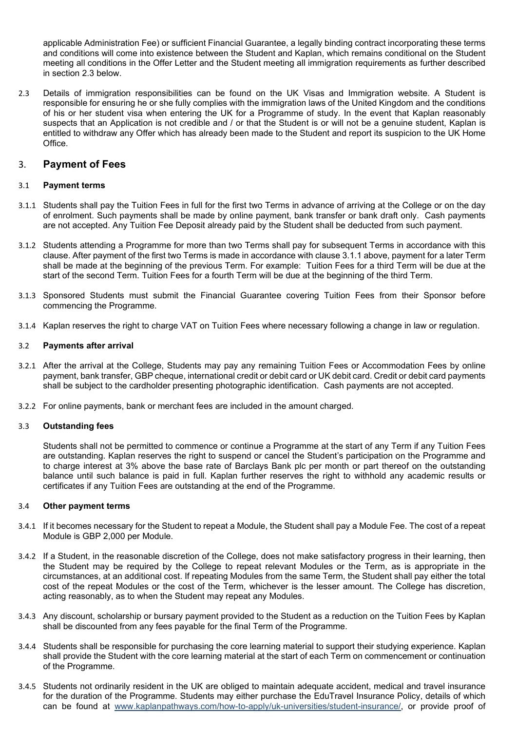applicable Administration Fee) or sufficient Financial Guarantee, a legally binding contract incorporating these terms and conditions will come into existence between the Student and Kaplan, which remains conditional on the Student meeting all conditions in the Offer Letter and the Student meeting all immigration requirements as further described in section 2.3 below.

2.3 Details of immigration responsibilities can be found on the UK Visas and Immigration website. A Student is responsible for ensuring he or she fully complies with the immigration laws of the United Kingdom and the conditions of his or her student visa when entering the UK for a Programme of study. In the event that Kaplan reasonably suspects that an Application is not credible and / or that the Student is or will not be a genuine student, Kaplan is entitled to withdraw any Offer which has already been made to the Student and report its suspicion to the UK Home Office.

## 3. Payment of Fees

### 3.1 Payment terms

3.1.1 Students shall pay the Tuition Fees in full for the first two Terms in advance of arriving at the College or on the day of enrolment. Such payments shall be made by online payment, bank transfer or bank draft only. Cash payments are not accepted. Any Tuition Fee Deposit already paid by the Student shall be deducted from such payment.

3.1.2 Students attending a Programme for more than two Terms shall pay for subsequent Terms in accordance with this clause. After payment of the first two Terms is made in accordance with clause 3.1.1 above, payment for a later Term shall be made at the beginning of the previous Term. For example: Tuition Fees for a third Term will be due at the start of the second Term. Tuition Fees for a fourth Term will be due at the beginning of the third Term.

3.1.3 Sponsored Students must submit the Financial Guarantee covering Tuition Fees from their Sponsor before commencing the Programme.

3.1.4 Kaplan reserves the right to charge VAT on Tuition Fees where necessary following a change in law or regulation.

### 3.2 Payments after arrival

3.2.1 After the arrival at the College, Students may pay any remaining Tuition Fees or Accommodation Fees by online payment, bank transfer, GBP cheque, international credit or debit card or UK debit card. Credit or debit card payments shall be subject to the cardholder presenting photographic identification. Cash payments are not accepted.

3.2.2 For online payments, bank or merchant fees are included in the amount charged.

### 3.3 Outstanding fees

Students shall not be permitted to commence or continue a Programme at the start of any Term if any Tuition Fees are outstanding. Kaplan reserves the right to suspend or cancel the Student's participation on the Programme and to charge interest at 3% above the base rate of Barclays Bank plc per month or part thereof on the outstanding balance until such balance is paid in full. Kaplan further reserves the right to withhold any academic results or certificates if any Tuition Fees are outstanding at the end of the Programme.

### 3.4 Other payment terms

3.4.1 If it becomes necessary for the Student to repeat a Module, the Student shall pay a Module Fee. The cost of a repeat Module is GBP 2,000 per Module.

3.4.2 If a Student, in the reasonable discretion of the College, does not make satisfactory progress in their learning, then the Student may be required by the College to repeat relevant Modules or the Term, as is appropriate in the circumstances, at an additional cost. If repeating Modules from the same Term, the Student shall pay either the total cost of the repeat Modules or the cost of the Term, whichever is the lesser amount. The College has discretion, acting reasonably, as to when the Student may repeat any Modules.

3.4.3 Any discount, scholarship or bursary payment provided to the Student as a reduction on the Tuition Fees by Kaplan shall be discounted from any fees payable for the final Term of the Programme.

3.4.4 Students shall be responsible for purchasing the core learning material to support their studying experience. Kaplan shall provide the Student with the core learning material at the start of each Term on commencement or continuation of the Programme.

3.4.5 Students not ordinarily resident in the UK are obliged to maintain adequate accident, medical and travel insurance for the duration of the Programme. Students may either purchase the EduTravel Insurance Policy, details of which can be found at www.kaplanpathways.com/how-to-apply/uk-universities/student-insurance/, or provide proof of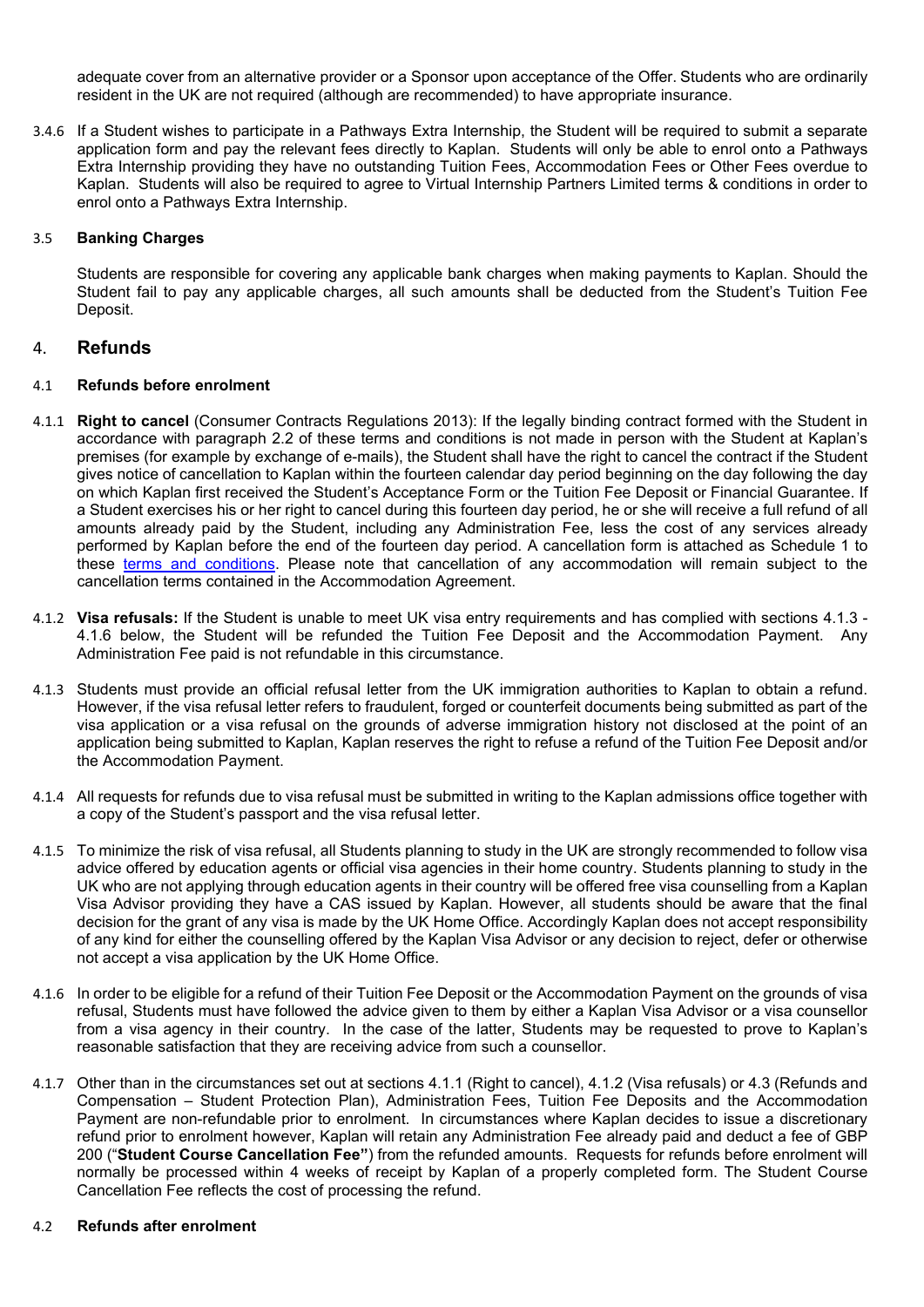adequate cover from an alternative provider or a Sponsor upon acceptance of the Offer. Students who are ordinarily resident in the UK are not required (although are recommended) to have appropriate insurance.

3.4.6 If a Student wishes to participate in a Pathways Extra Internship, the Student will be required to submit a separate application form and pay the relevant fees directly to Kaplan. Students will only be able to enrol onto a Pathways Extra Internship providing they have no outstanding Tuition Fees, Accommodation Fees or Other Fees overdue to Kaplan. Students will also be required to agree to Virtual Internship Partners Limited terms & conditions in order to enrol onto a Pathways Extra Internship.

### 3.5 Banking Charges

Students are responsible for covering any applicable bank charges when making payments to Kaplan. Should the Student fail to pay any applicable charges, all such amounts shall be deducted from the Student's Tuition Fee Deposit.

## 4. Refunds

### 4.1 Refunds before enrolment

4.1.1 **Right to cancel** (Consumer Contracts Regulations 2013): If the legally binding contract formed with the Student in accordance with paragraph 2.2 of these terms and conditions is not made in person with the Student at Kaplan's premises (for example by exchange of e-mails), the Student shall have the right to cancel the contract if the Student gives notice of cancellation to Kaplan within the fourteen calendar day period beginning on the day following the day on which Kaplan first received the Student's Acceptance Form or the Tuition Fee Deposit or Financial Guarantee. If a Student exercises his or her right to cancel during this fourteen day period, he or she will receive a full refund of all amounts already paid by the Student, including any Administration Fee, less the cost of any services already performed by Kaplan before the end of the fourteen day period. A cancellation form is attached as Schedule 1 to these terms and conditions. Please note that cancellation of any accommodation will remain subject to the cancellation terms contained in the Accommodation Agreement.

4.1.2 **Visa refusals:** If the Student is unable to meet UK visa entry requirements and has complied with sections 4.1.3 - 4.1.6 below, the Student will be refunded the Tuition Fee Deposit and the Accommodation Payment. Any Administration Fee paid is not refundable in this circumstance.

4.1.3 Students must provide an official refusal letter from the UK immigration authorities to Kaplan to obtain a refund. However, if the visa refusal letter refers to fraudulent, forged or counterfeit documents being submitted as part of the visa application or a visa refusal on the grounds of adverse immigration history not disclosed at the point of an application being submitted to Kaplan, Kaplan reserves the right to refuse a refund of the Tuition Fee Deposit and/or the Accommodation Payment.

4.1.4 All requests for refunds due to visa refusal must be submitted in writing to the Kaplan admissions office together with a copy of the Student's passport and the visa refusal letter.

4.1.5 To minimize the risk of visa refusal, all Students planning to study in the UK are strongly recommended to follow visa advice offered by education agents or official visa agencies in their home country. Students planning to study in the UK who are not applying through education agents in their country will be offered free visa counselling from a Kaplan Visa Advisor providing they have a CAS issued by Kaplan. However, all students should be aware that the final decision for the grant of any visa is made by the UK Home Office. Accordingly Kaplan does not accept responsibility of any kind for either the counselling offered by the Kaplan Visa Advisor or any decision to reject, defer or otherwise not accept a visa application by the UK Home Office.

4.1.6 In order to be eligible for a refund of their Tuition Fee Deposit or the Accommodation Payment on the grounds of visa refusal, Students must have followed the advice given to them by either a Kaplan Visa Advisor or a visa counsellor from a visa agency in their country. In the case of the latter, Students may be requested to prove to Kaplan's reasonable satisfaction that they are receiving advice from such a counsellor.

4.1.7 Other than in the circumstances set out at sections 4.1.1 (Right to cancel), 4.1.2 (Visa refusals) or 4.3 (Refunds and Compensation – Student Protection Plan), Administration Fees, Tuition Fee Deposits and the Accommodation Payment are non-refundable prior to enrolment. In circumstances where Kaplan decides to issue a discretionary refund prior to enrolment however, Kaplan will retain any Administration Fee already paid and deduct a fee of GBP 200 ("**Student Course Cancellation Fee"**) from the refunded amounts. Requests for refunds before enrolment will normally be processed within 4 weeks of receipt by Kaplan of a properly completed form. The Student Course Cancellation Fee reflects the cost of processing the refund.

### 4.2 Refunds after enrolment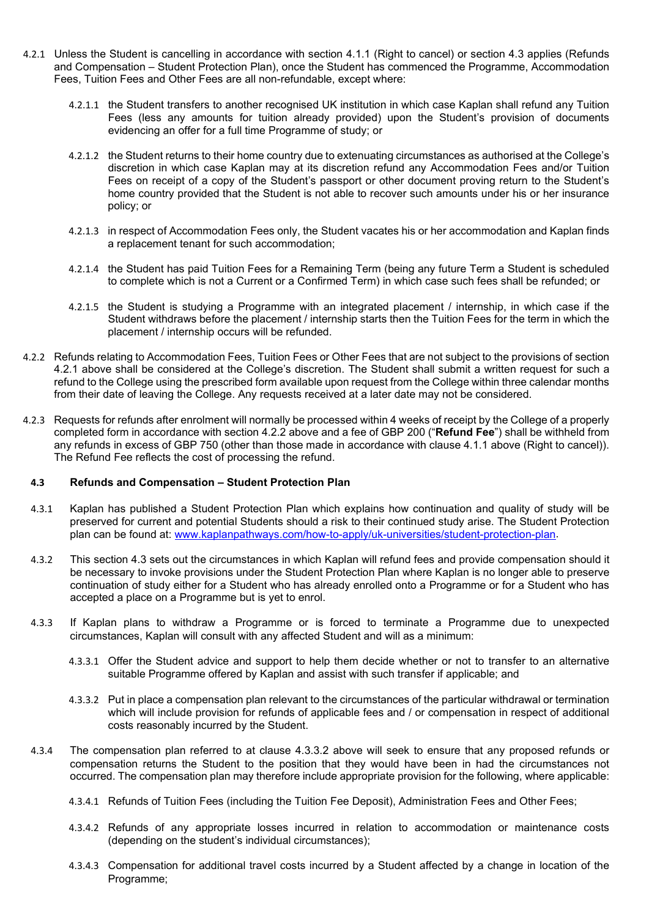4.2.1 Unless the Student is cancelling in accordance with section 4.1.1 (Right to cancel) or section 4.3 applies (Refunds and Compensation – Student Protection Plan), once the Student has commenced the Programme, Accommodation Fees, Tuition Fees and Other Fees are all non-refundable, except where:

4.2.1.1 the Student transfers to another recognised UK institution in which case Kaplan shall refund any Tuition Fees (less any amounts for tuition already provided) upon the Student's provision of documents evidencing an offer for a full time Programme of study; or

4.2.1.2 the Student returns to their home country due to extenuating circumstances as authorised at the College's discretion in which case Kaplan may at its discretion refund any Accommodation Fees and/or Tuition Fees on receipt of a copy of the Student's passport or other document proving return to the Student's home country provided that the Student is not able to recover such amounts under his or her insurance policy; or

4.2.1.3 in respect of Accommodation Fees only, the Student vacates his or her accommodation and Kaplan finds a replacement tenant for such accommodation;

4.2.1.4 the Student has paid Tuition Fees for a Remaining Term (being any future Term a Student is scheduled to complete which is not a Current or a Confirmed Term) in which case such fees shall be refunded; or

4.2.1.5 the Student is studying a Programme with an integrated placement / internship, in which case if the Student withdraws before the placement / internship starts then the Tuition Fees for the term in which the placement / internship occurs will be refunded.

4.2.2 Refunds relating to Accommodation Fees, Tuition Fees or Other Fees that are not subject to the provisions of section 4.2.1 above shall be considered at the College's discretion. The Student shall submit a written request for such a refund to the College using the prescribed form available upon request from the College within three calendar months from their date of leaving the College. Any requests received at a later date may not be considered.

4.2.3 Requests for refunds after enrolment will normally be processed within 4 weeks of receipt by the College of a properly completed form in accordance with section 4.2.2 above and a fee of GBP 200 ("**Refund Fee**") shall be withheld from any refunds in excess of GBP 750 (other than those made in accordance with clause 4.1.1 above (Right to cancel)). The Refund Fee reflects the cost of processing the refund.

### 4.3 Refunds and Compensation – Student Protection Plan

4.3.1 Kaplan has published a Student Protection Plan which explains how continuation and quality of study will be preserved for current and potential Students should a risk to their continued study arise. The Student Protection plan can be found at: www.kaplanpathways.com/how-to-apply/uk-universities/student-protection-plan.

4.3.2 This section 4.3 sets out the circumstances in which Kaplan will refund fees and provide compensation should it be necessary to invoke provisions under the Student Protection Plan where Kaplan is no longer able to preserve continuation of study either for a Student who has already enrolled onto a Programme or for a Student who has accepted a place on a Programme but is yet to enrol.

4.3.3 If Kaplan plans to withdraw a Programme or is forced to terminate a Programme due to unexpected circumstances, Kaplan will consult with any affected Student and will as a minimum:

4.3.3.1 Offer the Student advice and support to help them decide whether or not to transfer to an alternative suitable Programme offered by Kaplan and assist with such transfer if applicable; and

4.3.3.2 Put in place a compensation plan relevant to the circumstances of the particular withdrawal or termination which will include provision for refunds of applicable fees and / or compensation in respect of additional costs reasonably incurred by the Student.

4.3.4 The compensation plan referred to at clause 4.3.3.2 above will seek to ensure that any proposed refunds or compensation returns the Student to the position that they would have been in had the circumstances not occurred. The compensation plan may therefore include appropriate provision for the following, where applicable:

4.3.4.1 Refunds of Tuition Fees (including the Tuition Fee Deposit), Administration Fees and Other Fees;

4.3.4.2 Refunds of any appropriate losses incurred in relation to accommodation or maintenance costs (depending on the student's individual circumstances);

4.3.4.3 Compensation for additional travel costs incurred by a Student affected by a change in location of the Programme;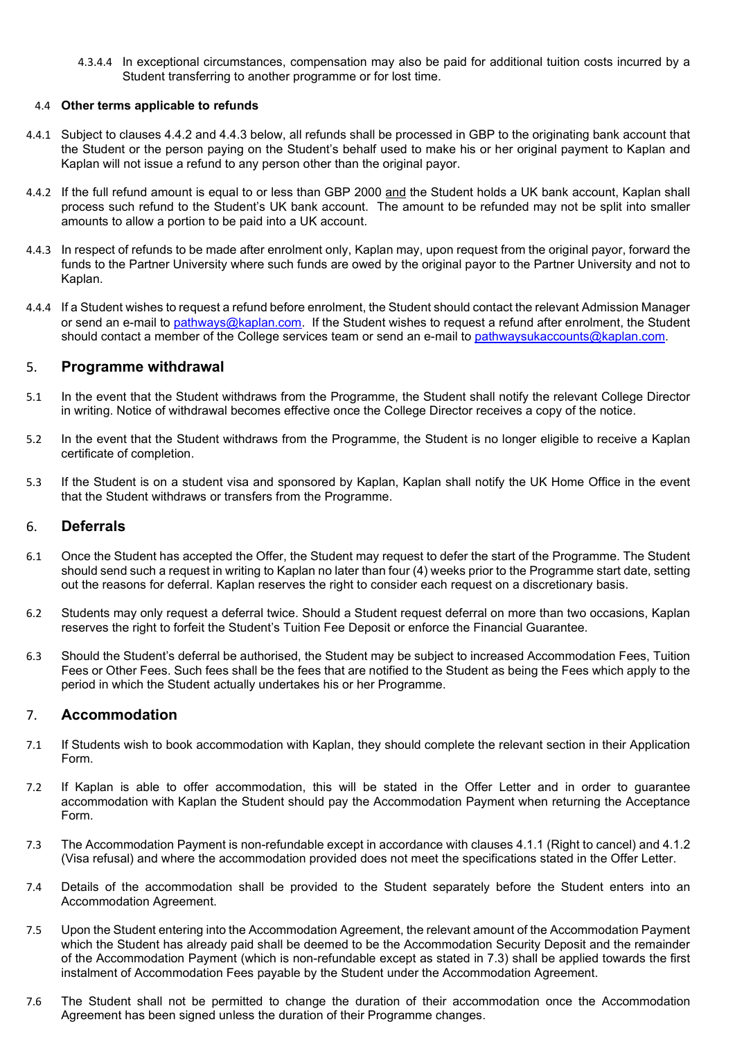4.3.4.4 In exceptional circumstances, compensation may also be paid for additional tuition costs incurred by a Student transferring to another programme or for lost time.

### 4.4 Other terms applicable to refunds

4.4.1 Subject to clauses 4.4.2 and 4.4.3 below, all refunds shall be processed in GBP to the originating bank account that the Student or the person paying on the Student's behalf used to make his or her original payment to Kaplan and Kaplan will not issue a refund to any person other than the original payor.

4.4.2 If the full refund amount is equal to or less than GBP 2000 and the Student holds a UK bank account, Kaplan shall process such refund to the Student's UK bank account. The amount to be refunded may not be split into smaller amounts to allow a portion to be paid into a UK account.

4.4.3 In respect of refunds to be made after enrolment only, Kaplan may, upon request from the original payor, forward the funds to the Partner University where such funds are owed by the original payor to the Partner University and not to Kaplan.

4.4.4 If a Student wishes to request a refund before enrolment, the Student should contact the relevant Admission Manager or send an e-mail to pathways@kaplan.com. If the Student wishes to request a refund after enrolment, the Student should contact a member of the College services team or send an e-mail to pathwaysukaccounts@kaplan.com.

## 5. Programme withdrawal

5.1 In the event that the Student withdraws from the Programme, the Student shall notify the relevant College Director in writing. Notice of withdrawal becomes effective once the College Director receives a copy of the notice.

5.2 In the event that the Student withdraws from the Programme, the Student is no longer eligible to receive a Kaplan certificate of completion.

5.3 If the Student is on a student visa and sponsored by Kaplan, Kaplan shall notify the UK Home Office in the event that the Student withdraws or transfers from the Programme.

## 6. Deferrals

6.1 Once the Student has accepted the Offer, the Student may request to defer the start of the Programme. The Student should send such a request in writing to Kaplan no later than four (4) weeks prior to the Programme start date, setting out the reasons for deferral. Kaplan reserves the right to consider each request on a discretionary basis.

6.2 Students may only request a deferral twice. Should a Student request deferral on more than two occasions, Kaplan reserves the right to forfeit the Student's Tuition Fee Deposit or enforce the Financial Guarantee.

6.3 Should the Student's deferral be authorised, the Student may be subject to increased Accommodation Fees, Tuition Fees or Other Fees. Such fees shall be the fees that are notified to the Student as being the Fees which apply to the period in which the Student actually undertakes his or her Programme.

## 7. Accommodation

7.1 If Students wish to book accommodation with Kaplan, they should complete the relevant section in their Application Form.

7.2 If Kaplan is able to offer accommodation, this will be stated in the Offer Letter and in order to guarantee accommodation with Kaplan the Student should pay the Accommodation Payment when returning the Acceptance Form.

7.3 The Accommodation Payment is non-refundable except in accordance with clauses 4.1.1 (Right to cancel) and 4.1.2 (Visa refusal) and where the accommodation provided does not meet the specifications stated in the Offer Letter.

7.4 Details of the accommodation shall be provided to the Student separately before the Student enters into an Accommodation Agreement.

7.5 Upon the Student entering into the Accommodation Agreement, the relevant amount of the Accommodation Payment which the Student has already paid shall be deemed to be the Accommodation Security Deposit and the remainder of the Accommodation Payment (which is non-refundable except as stated in 7.3) shall be applied towards the first instalment of Accommodation Fees payable by the Student under the Accommodation Agreement.

7.6 The Student shall not be permitted to change the duration of their accommodation once the Accommodation Agreement has been signed unless the duration of their Programme changes.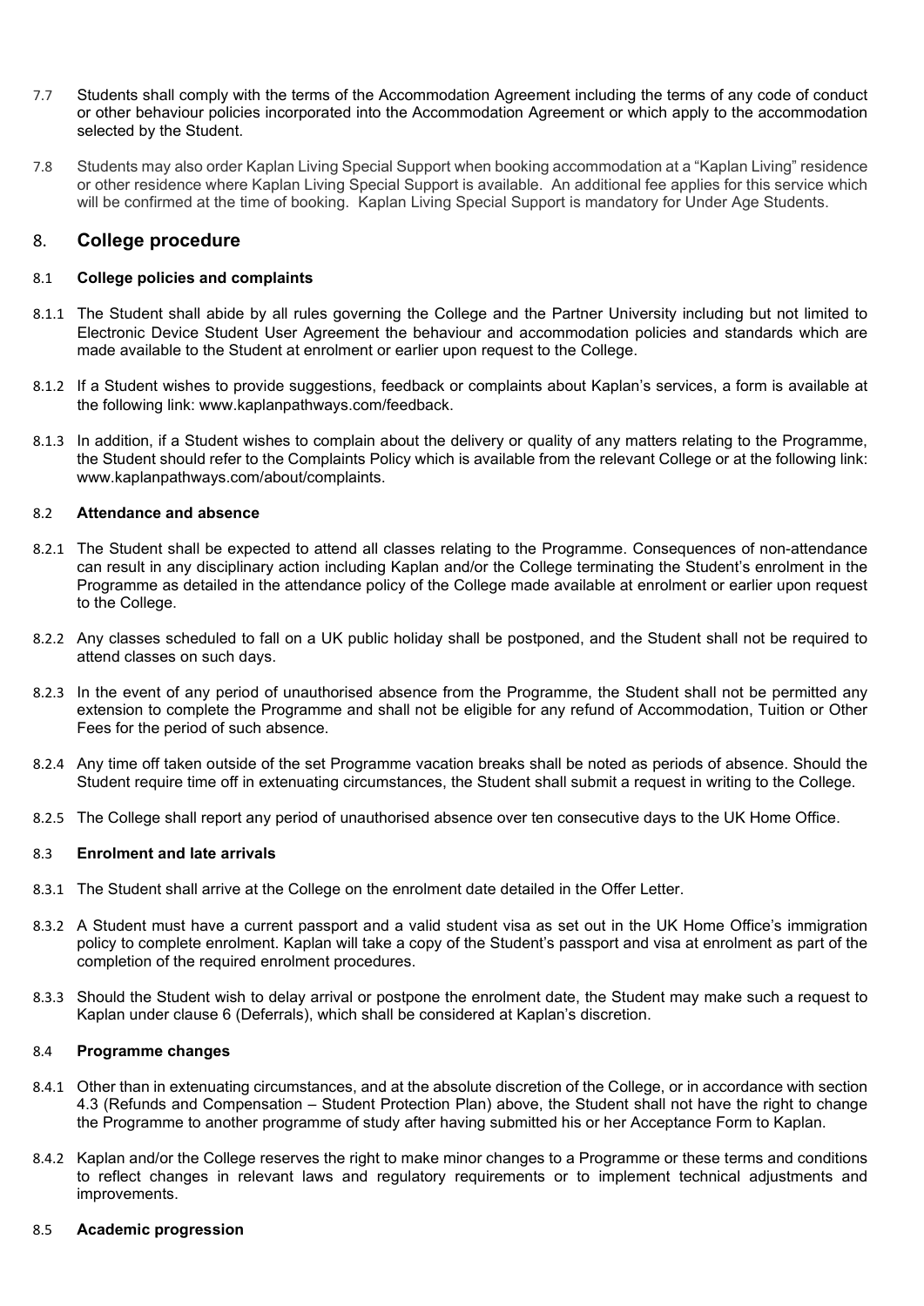7.7 Students shall comply with the terms of the Accommodation Agreement including the terms of any code of conduct or other behaviour policies incorporated into the Accommodation Agreement or which apply to the accommodation selected by the Student.

7.8 Students may also order Kaplan Living Special Support when booking accommodation at a "Kaplan Living" residence or other residence where Kaplan Living Special Support is available. An additional fee applies for this service which will be confirmed at the time of booking. Kaplan Living Special Support is mandatory for Under Age Students.

## 8. College procedure

### 8.1 College policies and complaints

8.1.1 The Student shall abide by all rules governing the College and the Partner University including but not limited to Electronic Device Student User Agreement the behaviour and accommodation policies and standards which are made available to the Student at enrolment or earlier upon request to the College.

8.1.2 If a Student wishes to provide suggestions, feedback or complaints about Kaplan's services, a form is available at the following link: www.kaplanpathways.com/feedback.

8.1.3 In addition, if a Student wishes to complain about the delivery or quality of any matters relating to the Programme, the Student should refer to the Complaints Policy which is available from the relevant College or at the following link: www.kaplanpathways.com/about/complaints.

### 8.2 Attendance and absence

8.2.1 The Student shall be expected to attend all classes relating to the Programme. Consequences of non-attendance can result in any disciplinary action including Kaplan and/or the College terminating the Student's enrolment in the Programme as detailed in the attendance policy of the College made available at enrolment or earlier upon request to the College.

8.2.2 Any classes scheduled to fall on a UK public holiday shall be postponed, and the Student shall not be required to attend classes on such days.

8.2.3 In the event of any period of unauthorised absence from the Programme, the Student shall not be permitted any extension to complete the Programme and shall not be eligible for any refund of Accommodation, Tuition or Other Fees for the period of such absence.

8.2.4 Any time off taken outside of the set Programme vacation breaks shall be noted as periods of absence. Should the Student require time off in extenuating circumstances, the Student shall submit a request in writing to the College.

8.2.5 The College shall report any period of unauthorised absence over ten consecutive days to the UK Home Office.

### 8.3 Enrolment and late arrivals

8.3.1 The Student shall arrive at the College on the enrolment date detailed in the Offer Letter.

8.3.2 A Student must have a current passport and a valid student visa as set out in the UK Home Office's immigration policy to complete enrolment. Kaplan will take a copy of the Student's passport and visa at enrolment as part of the completion of the required enrolment procedures.

8.3.3 Should the Student wish to delay arrival or postpone the enrolment date, the Student may make such a request to Kaplan under clause 6 (Deferrals), which shall be considered at Kaplan's discretion.

### 8.4 Programme changes

8.4.1 Other than in extenuating circumstances, and at the absolute discretion of the College, or in accordance with section 4.3 (Refunds and Compensation – Student Protection Plan) above, the Student shall not have the right to change the Programme to another programme of study after having submitted his or her Acceptance Form to Kaplan.

8.4.2 Kaplan and/or the College reserves the right to make minor changes to a Programme or these terms and conditions to reflect changes in relevant laws and regulatory requirements or to implement technical adjustments and improvements.

### 8.5 Academic progression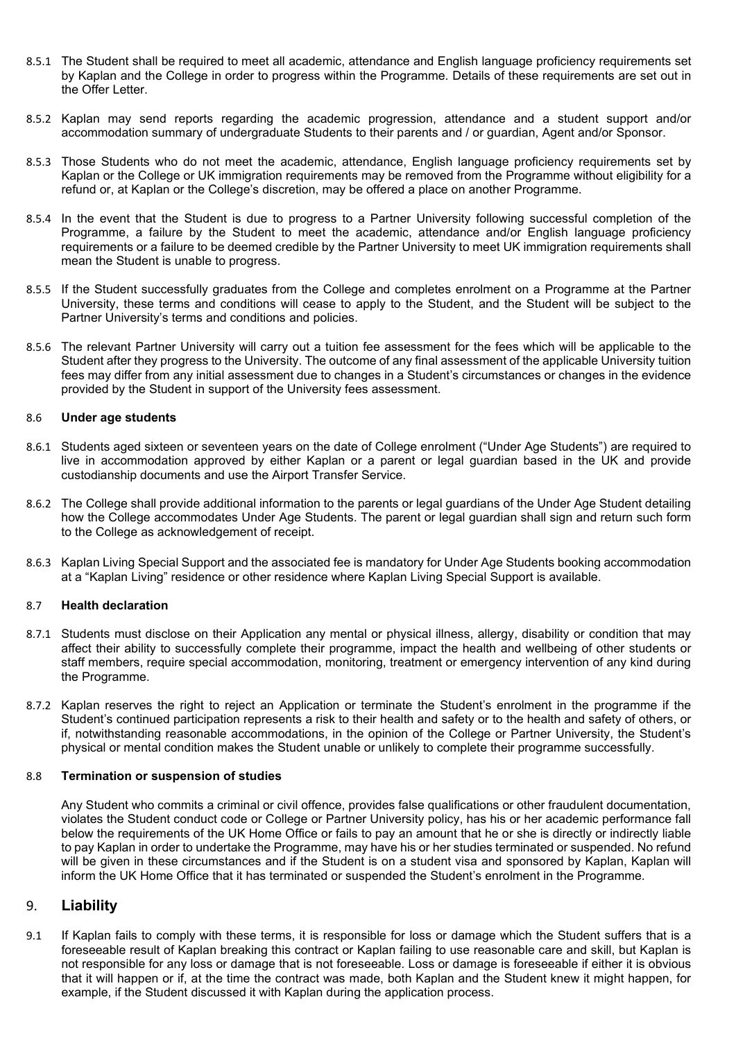8.5.1 The Student shall be required to meet all academic, attendance and English language proficiency requirements set by Kaplan and the College in order to progress within the Programme. Details of these requirements are set out in the Offer Letter.

8.5.2 Kaplan may send reports regarding the academic progression, attendance and a student support and/or accommodation summary of undergraduate Students to their parents and / or guardian, Agent and/or Sponsor.

8.5.3 Those Students who do not meet the academic, attendance, English language proficiency requirements set by Kaplan or the College or UK immigration requirements may be removed from the Programme without eligibility for a refund or, at Kaplan or the College's discretion, may be offered a place on another Programme.

8.5.4 In the event that the Student is due to progress to a Partner University following successful completion of the Programme, a failure by the Student to meet the academic, attendance and/or English language proficiency requirements or a failure to be deemed credible by the Partner University to meet UK immigration requirements shall mean the Student is unable to progress.

8.5.5 If the Student successfully graduates from the College and completes enrolment on a Programme at the Partner University, these terms and conditions will cease to apply to the Student, and the Student will be subject to the Partner University's terms and conditions and policies.

8.5.6 The relevant Partner University will carry out a tuition fee assessment for the fees which will be applicable to the Student after they progress to the University. The outcome of any final assessment of the applicable University tuition fees may differ from any initial assessment due to changes in a Student's circumstances or changes in the evidence provided by the Student in support of the University fees assessment.

### 8.6 Under age students

8.6.1 Students aged sixteen or seventeen years on the date of College enrolment ("Under Age Students") are required to live in accommodation approved by either Kaplan or a parent or legal guardian based in the UK and provide custodianship documents and use the Airport Transfer Service.

8.6.2 The College shall provide additional information to the parents or legal guardians of the Under Age Student detailing how the College accommodates Under Age Students. The parent or legal guardian shall sign and return such form to the College as acknowledgement of receipt.

8.6.3 Kaplan Living Special Support and the associated fee is mandatory for Under Age Students booking accommodation at a "Kaplan Living" residence or other residence where Kaplan Living Special Support is available.

### 8.7 Health declaration

8.7.1 Students must disclose on their Application any mental or physical illness, allergy, disability or condition that may affect their ability to successfully complete their programme, impact the health and wellbeing of other students or staff members, require special accommodation, monitoring, treatment or emergency intervention of any kind during the Programme.

8.7.2 Kaplan reserves the right to reject an Application or terminate the Student's enrolment in the programme if the Student's continued participation represents a risk to their health and safety or to the health and safety of others, or if, notwithstanding reasonable accommodations, in the opinion of the College or Partner University, the Student's physical or mental condition makes the Student unable or unlikely to complete their programme successfully.

### 8.8 Termination or suspension of studies

Any Student who commits a criminal or civil offence, provides false qualifications or other fraudulent documentation, violates the Student conduct code or College or Partner University policy, has his or her academic performance fall below the requirements of the UK Home Office or fails to pay an amount that he or she is directly or indirectly liable to pay Kaplan in order to undertake the Programme, may have his or her studies terminated or suspended. No refund will be given in these circumstances and if the Student is on a student visa and sponsored by Kaplan, Kaplan will inform the UK Home Office that it has terminated or suspended the Student's enrolment in the Programme.

## 9. Liability

9.1 If Kaplan fails to comply with these terms, it is responsible for loss or damage which the Student suffers that is a foreseeable result of Kaplan breaking this contract or Kaplan failing to use reasonable care and skill, but Kaplan is not responsible for any loss or damage that is not foreseeable. Loss or damage is foreseeable if either it is obvious that it will happen or if, at the time the contract was made, both Kaplan and the Student knew it might happen, for example, if the Student discussed it with Kaplan during the application process.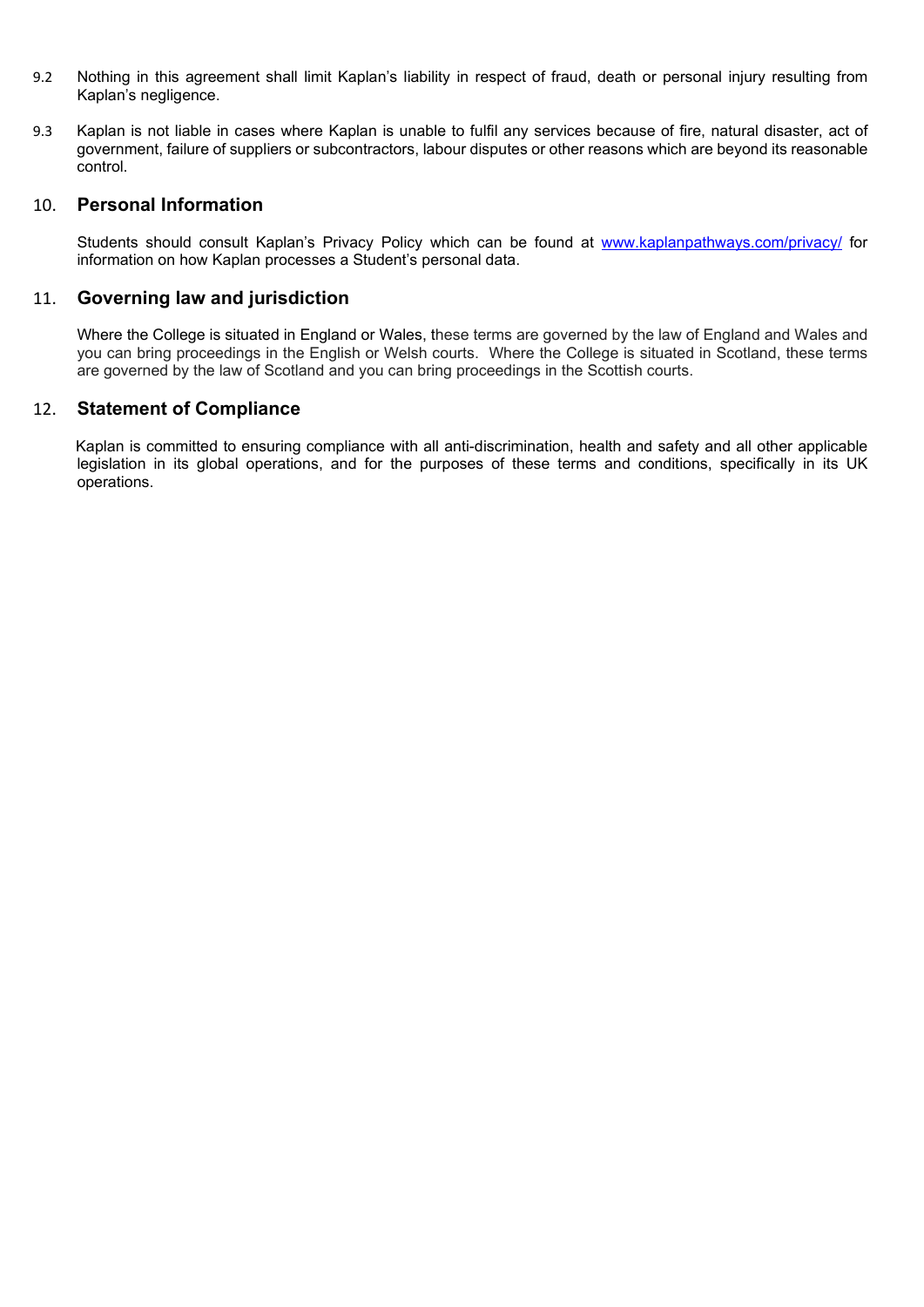9.2 Nothing in this agreement shall limit Kaplan's liability in respect of fraud, death or personal injury resulting from Kaplan's negligence.

9.3 Kaplan is not liable in cases where Kaplan is unable to fulfil any services because of fire, natural disaster, act of government, failure of suppliers or subcontractors, labour disputes or other reasons which are beyond its reasonable control.

## 10. Personal Information

Students should consult Kaplan's Privacy Policy which can be found at [www.kaplanpathways.com/privacy/](www.kaplanpathways.com/privacy/) for information on how Kaplan processes a Student's personal data.

## 11. Governing law and jurisdiction

Where the College is situated in England or Wales, these terms are governed by the law of England and Wales and you can bring proceedings in the English or Welsh courts. Where the College is situated in Scotland, these terms are governed by the law of Scotland and you can bring proceedings in the Scottish courts.

## 12. Statement of Compliance

Kaplan is committed to ensuring compliance with all anti-discrimination, health and safety and all other applicable legislation in its global operations, and for the purposes of these terms and conditions, specifically in its UK operations.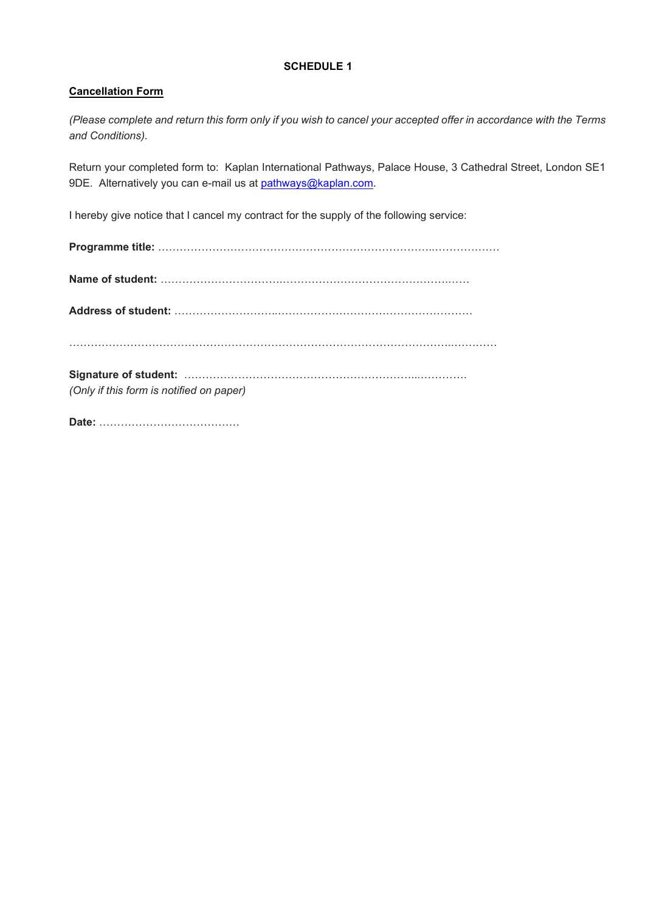**SCHEDULE 1**

**Cancellation Form**

*(Please complete and return this form only if you wish to cancel your accepted offer in accordance with the Terms and Conditions).*

Return your completed form to: Kaplan International Pathways, Palace House, 3 Cathedral Street, London SE1 9DE. Alternatively you can e-mail us at pathways@kaplan.com.

I hereby give notice that I cancel my contract for the supply of the following service:

**Programme title:** ……………………………………………………………………..………………

**Name of student:** ……………………………….……………………………………….……

**Address of student:** ………………………..………………………………………………

………………………………………………………………………………………..…….……

**Signature of student:** ……………………………………………………...………….
*(Only if this form is notified on paper)*

**Date:** …………………………………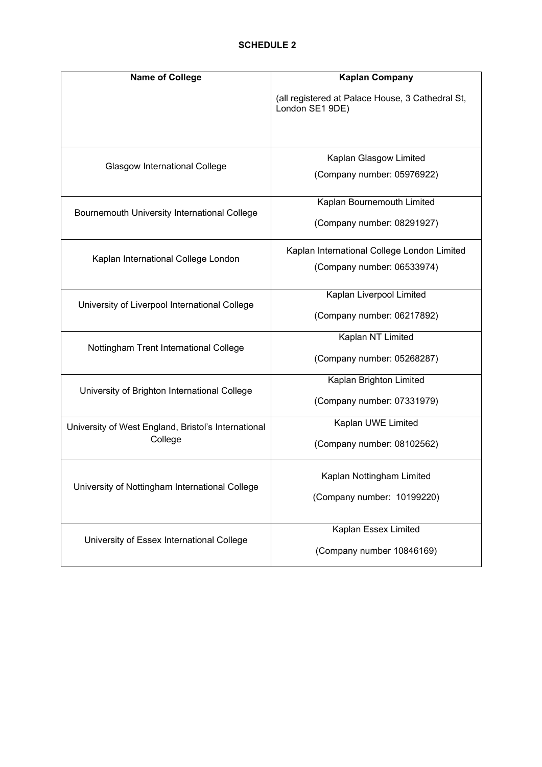# SCHEDULE 2

| Name of College | Kaplan Company (all registered at Palace House, 3 Cathedral St, London SE1 9DE) |
| --- | --- |
| Glasgow International College | Kaplan Glasgow Limited (Company number: 05976922) |
| Bournemouth University International College | Kaplan Bournemouth Limited (Company number: 08291927) |
| Kaplan International College London | Kaplan International College London Limited (Company number: 06533974) |
| University of Liverpool International College | Kaplan Liverpool Limited (Company number: 06217892) |
| Nottingham Trent International College | Kaplan NT Limited (Company number: 05268287) |
| University of Brighton International College | Kaplan Brighton Limited (Company number: 07331979) |
| University of West England, Bristol's International College | Kaplan UWE Limited (Company number: 08102562) |
| University of Nottingham International College | Kaplan Nottingham Limited (Company number: 10199220) |
| University of Essex International College | Kaplan Essex Limited (Company number 10846169) |